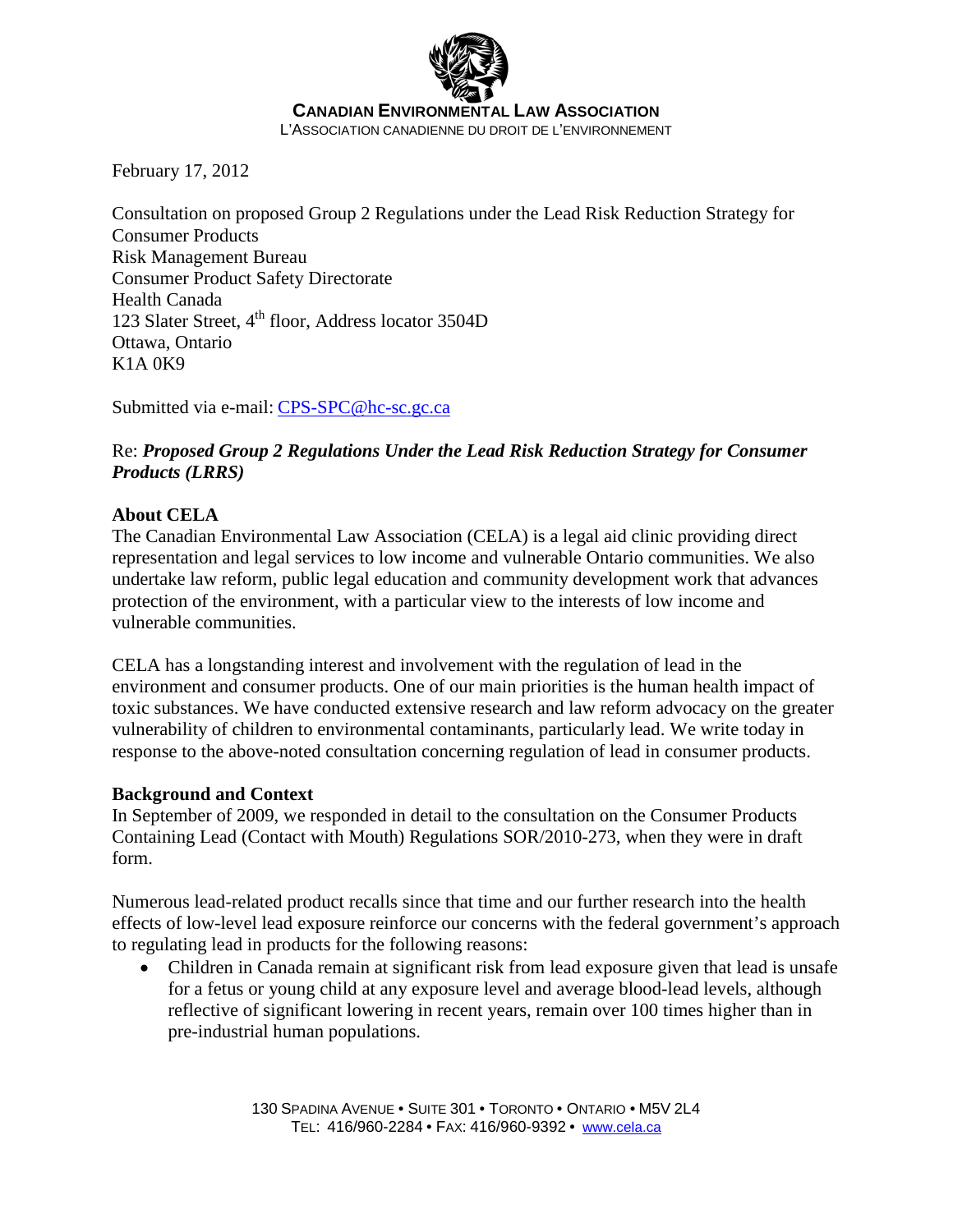**CANADIAN ENVIRONMENTAL LAW ASSOCIATION**
L'ASSOCIATION CANADIENNE DU DROIT DE L'ENVIRONNEMENT

February 17, 2012

Consultation on proposed Group 2 Regulations under the Lead Risk Reduction Strategy for Consumer Products
Risk Management Bureau
Consumer Product Safety Directorate
Health Canada
123 Slater Street, 4th floor, Address locator 3504D
Ottawa, Ontario
K1A 0K9

Submitted via e-mail: CPS-SPC@hc-sc.gc.ca

Re: ***Proposed Group 2 Regulations Under the Lead Risk Reduction Strategy for Consumer Products (LRRS)***

**About CELA**

The Canadian Environmental Law Association (CELA) is a legal aid clinic providing direct representation and legal services to low income and vulnerable Ontario communities. We also undertake law reform, public legal education and community development work that advances protection of the environment, with a particular view to the interests of low income and vulnerable communities.

CELA has a longstanding interest and involvement with the regulation of lead in the environment and consumer products. One of our main priorities is the human health impact of toxic substances. We have conducted extensive research and law reform advocacy on the greater vulnerability of children to environmental contaminants, particularly lead. We write today in response to the above-noted consultation concerning regulation of lead in consumer products.

**Background and Context**

In September of 2009, we responded in detail to the consultation on the Consumer Products Containing Lead (Contact with Mouth) Regulations SOR/2010-273, when they were in draft form.

Numerous lead-related product recalls since that time and our further research into the health effects of low-level lead exposure reinforce our concerns with the federal government's approach to regulating lead in products for the following reasons:

- Children in Canada remain at significant risk from lead exposure given that lead is unsafe for a fetus or young child at any exposure level and average blood-lead levels, although reflective of significant lowering in recent years, remain over 100 times higher than in pre-industrial human populations.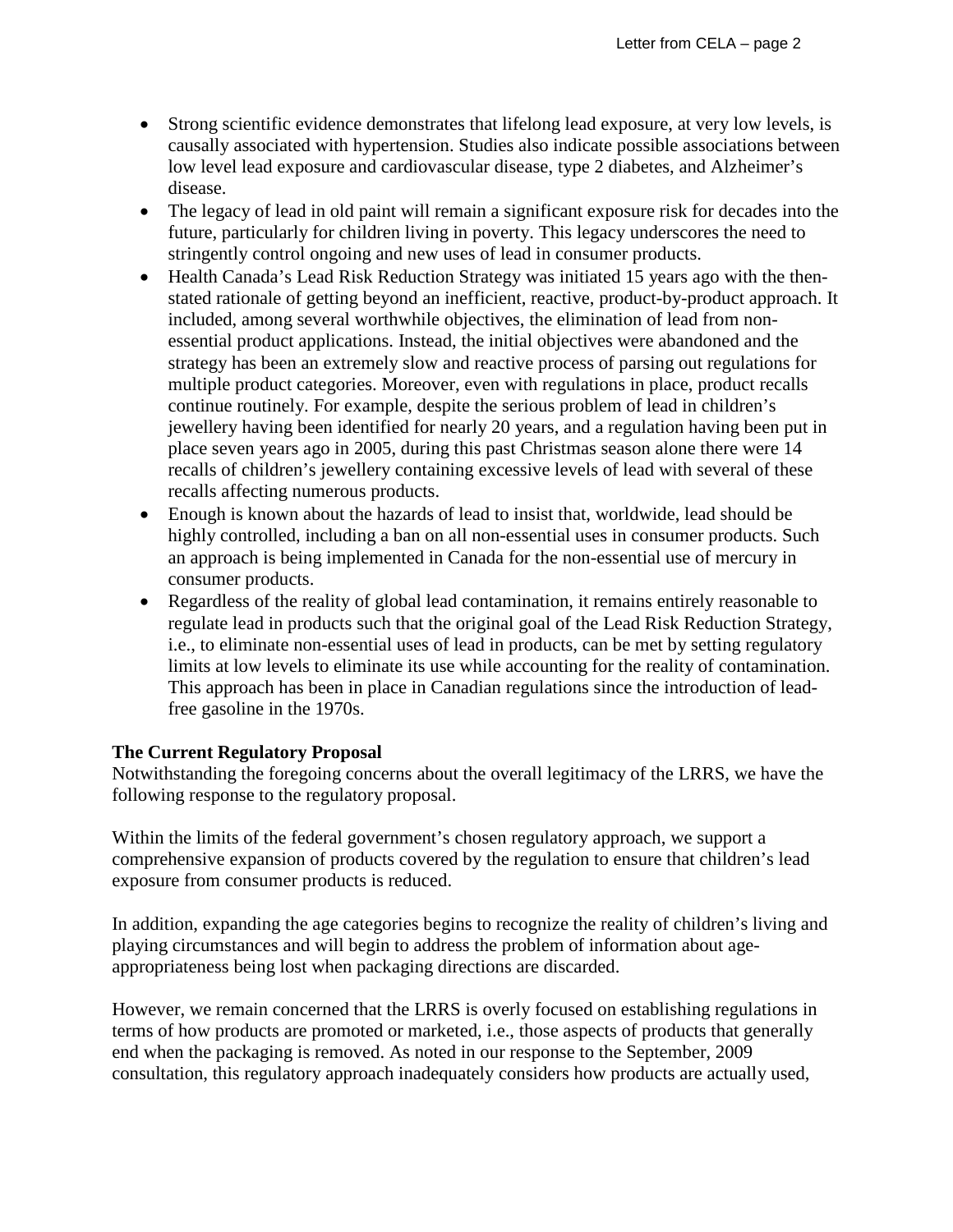- Strong scientific evidence demonstrates that lifelong lead exposure, at very low levels, is causally associated with hypertension. Studies also indicate possible associations between low level lead exposure and cardiovascular disease, type 2 diabetes, and Alzheimer's disease.
- The legacy of lead in old paint will remain a significant exposure risk for decades into the future, particularly for children living in poverty. This legacy underscores the need to stringently control ongoing and new uses of lead in consumer products.
- Health Canada's Lead Risk Reduction Strategy was initiated 15 years ago with the then-stated rationale of getting beyond an inefficient, reactive, product-by-product approach. It included, among several worthwhile objectives, the elimination of lead from non-essential product applications. Instead, the initial objectives were abandoned and the strategy has been an extremely slow and reactive process of parsing out regulations for multiple product categories. Moreover, even with regulations in place, product recalls continue routinely. For example, despite the serious problem of lead in children's jewellery having been identified for nearly 20 years, and a regulation having been put in place seven years ago in 2005, during this past Christmas season alone there were 14 recalls of children's jewellery containing excessive levels of lead with several of these recalls affecting numerous products.
- Enough is known about the hazards of lead to insist that, worldwide, lead should be highly controlled, including a ban on all non-essential uses in consumer products. Such an approach is being implemented in Canada for the non-essential use of mercury in consumer products.
- Regardless of the reality of global lead contamination, it remains entirely reasonable to regulate lead in products such that the original goal of the Lead Risk Reduction Strategy, i.e., to eliminate non-essential uses of lead in products, can be met by setting regulatory limits at low levels to eliminate its use while accounting for the reality of contamination. This approach has been in place in Canadian regulations since the introduction of lead-free gasoline in the 1970s.

**The Current Regulatory Proposal**
Notwithstanding the foregoing concerns about the overall legitimacy of the LRRS, we have the following response to the regulatory proposal.

Within the limits of the federal government's chosen regulatory approach, we support a comprehensive expansion of products covered by the regulation to ensure that children's lead exposure from consumer products is reduced.

In addition, expanding the age categories begins to recognize the reality of children's living and playing circumstances and will begin to address the problem of information about age-appropriateness being lost when packaging directions are discarded.

However, we remain concerned that the LRRS is overly focused on establishing regulations in terms of how products are promoted or marketed, i.e., those aspects of products that generally end when the packaging is removed. As noted in our response to the September, 2009 consultation, this regulatory approach inadequately considers how products are actually used,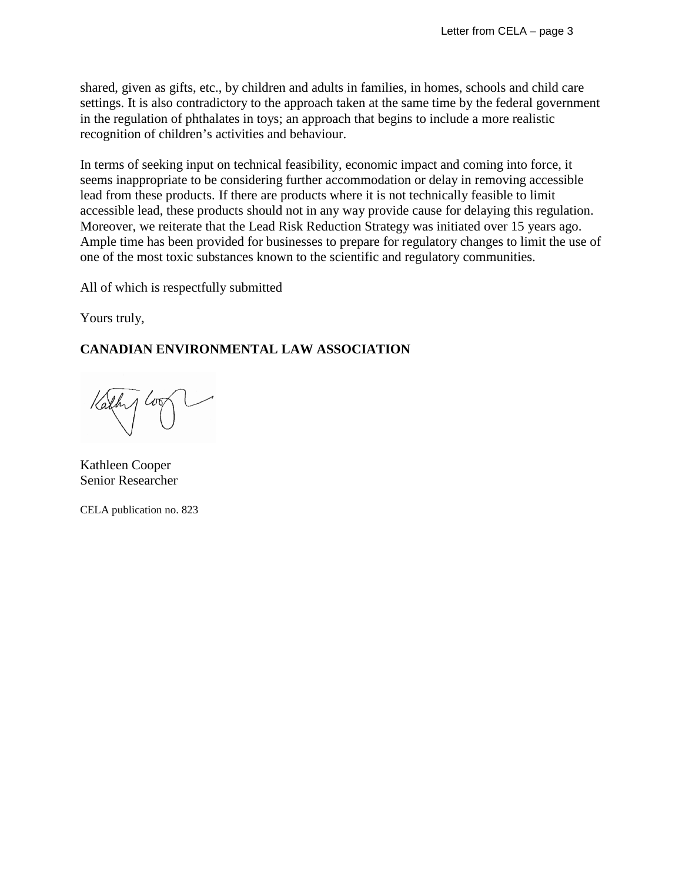shared, given as gifts, etc., by children and adults in families, in homes, schools and child care settings. It is also contradictory to the approach taken at the same time by the federal government in the regulation of phthalates in toys; an approach that begins to include a more realistic recognition of children's activities and behaviour.

In terms of seeking input on technical feasibility, economic impact and coming into force, it seems inappropriate to be considering further accommodation or delay in removing accessible lead from these products. If there are products where it is not technically feasible to limit accessible lead, these products should not in any way provide cause for delaying this regulation. Moreover, we reiterate that the Lead Risk Reduction Strategy was initiated over 15 years ago. Ample time has been provided for businesses to prepare for regulatory changes to limit the use of one of the most toxic substances known to the scientific and regulatory communities.

All of which is respectfully submitted

Yours truly,

**CANADIAN ENVIRONMENTAL LAW ASSOCIATION**

Kathleen Cooper
Senior Researcher

CELA publication no. 823